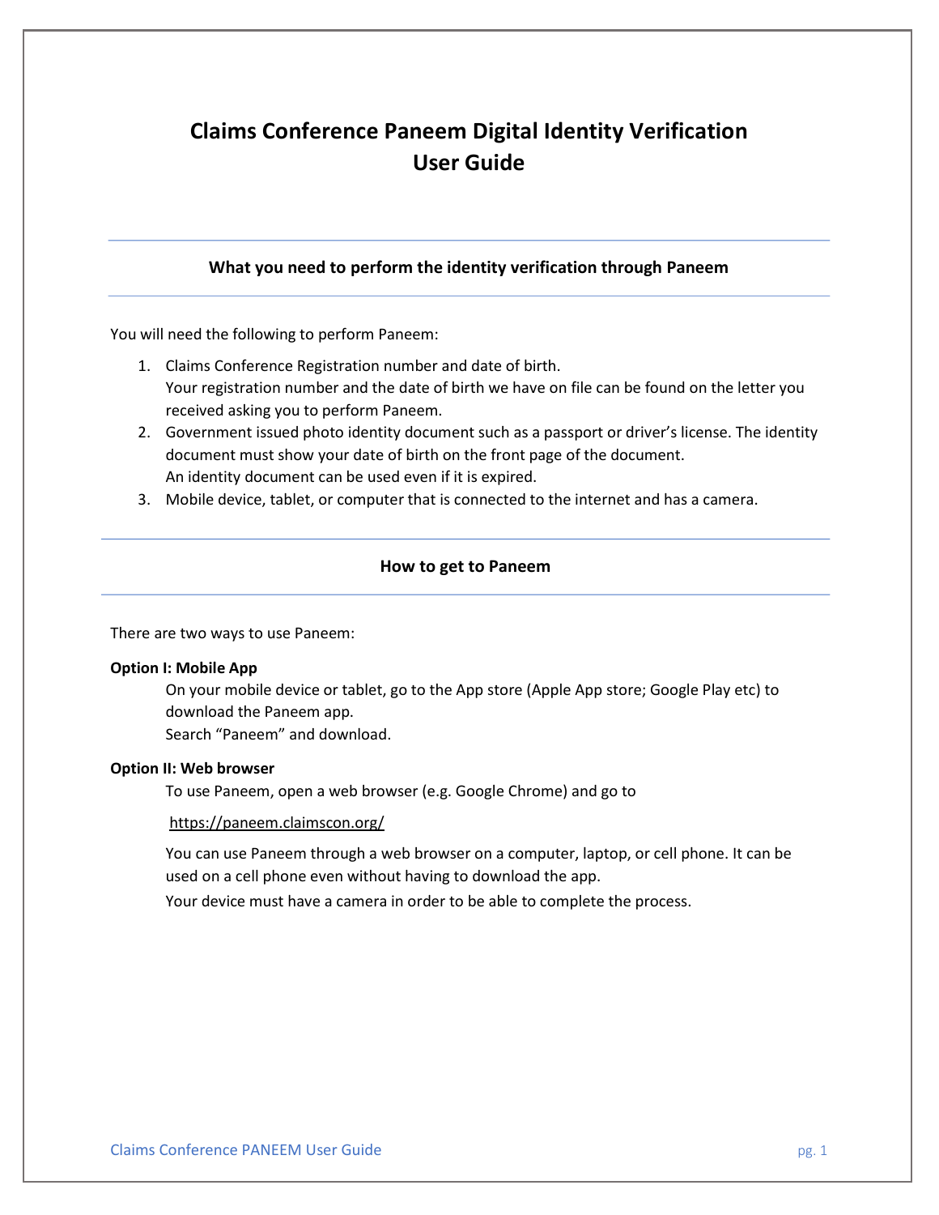# Claims Conference Paneem Digital Identity Verification User Guide

## What you need to perform the identity verification through Paneem

You will need the following to perform Paneem:

1. Claims Conference Registration number and date of birth.
   Your registration number and the date of birth we have on file can be found on the letter you received asking you to perform Paneem.
2. Government issued photo identity document such as a passport or driver's license. The identity document must show your date of birth on the front page of the document.
   An identity document can be used even if it is expired.
3. Mobile device, tablet, or computer that is connected to the internet and has a camera.

## How to get to Paneem

There are two ways to use Paneem:

**Option I: Mobile App**

On your mobile device or tablet, go to the App store (Apple App store; Google Play etc) to download the Paneem app.
Search "Paneem" and download.

**Option II: Web browser**

To use Paneem, open a web browser (e.g. Google Chrome) and go to

https://paneem.claimscon.org/

You can use Paneem through a web browser on a computer, laptop, or cell phone. It can be used on a cell phone even without having to download the app.
Your device must have a camera in order to be able to complete the process.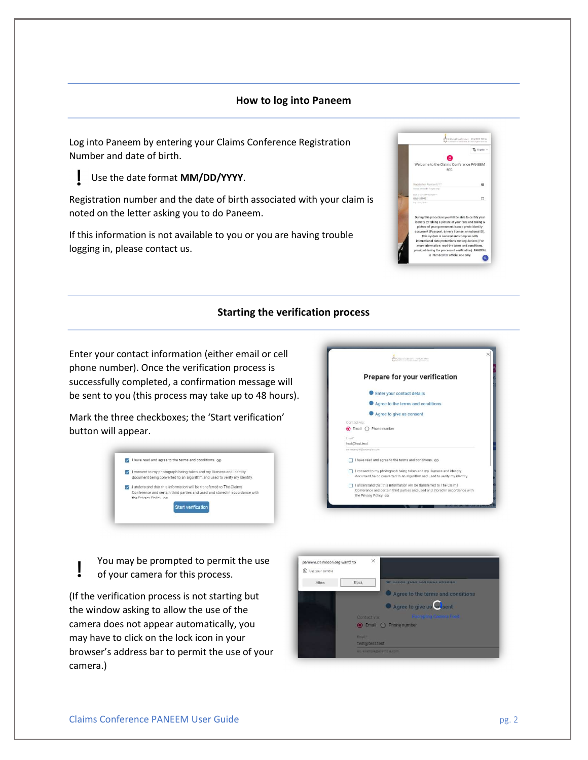## How to log into Paneem

Log into Paneem by entering your Claims Conference Registration Number and date of birth.

**!** Use the date format **MM/DD/YYYY**.

Registration number and the date of birth associated with your claim is noted on the letter asking you to do Paneem.

If this information is not available to you or you are having trouble logging in, please contact us.

## Starting the verification process

Enter your contact information (either email or cell phone number). Once the verification process is successfully completed, a confirmation message will be sent to you (this process may take up to 48 hours).

Mark the three checkboxes; the 'Start verification' button will appear.

**!** You may be prompted to permit the use of your camera for this process.

(If the verification process is not starting but the window asking to allow the use of the camera does not appear automatically, you may have to click on the lock icon in your browser's address bar to permit the use of your camera.)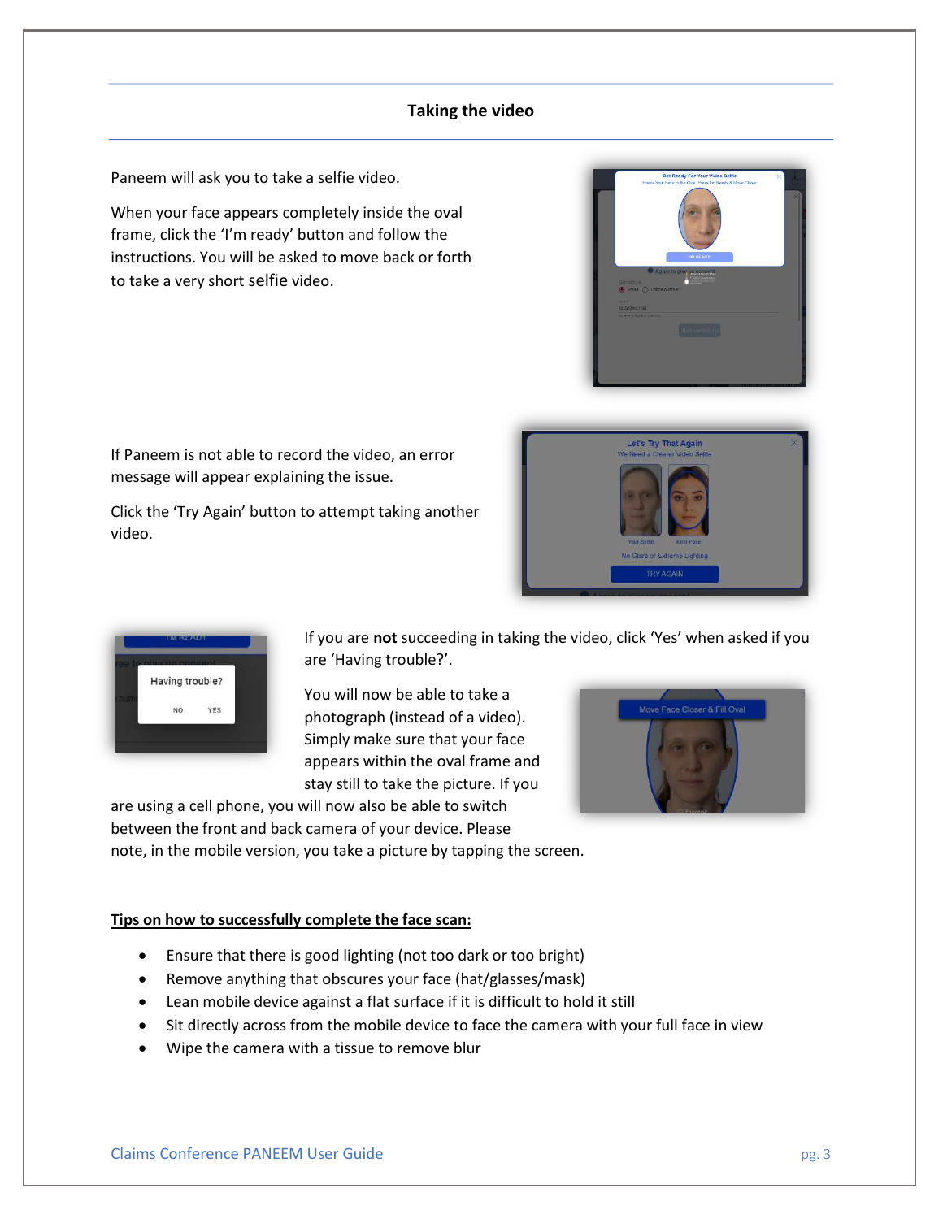## Taking the video

Paneem will ask you to take a selfie video.

When your face appears completely inside the oval frame, click the 'I'm ready' button and follow the instructions. You will be asked to move back or forth to take a very short selfie video.

If Paneem is not able to record the video, an error message will appear explaining the issue.

Click the 'Try Again' button to attempt taking another video.

If you are **not** succeeding in taking the video, click 'Yes' when asked if you are 'Having trouble?'.

You will now be able to take a photograph (instead of a video). Simply make sure that your face appears within the oval frame and stay still to take the picture. If you are using a cell phone, you will now also be able to switch between the front and back camera of your device. Please note, in the mobile version, you take a picture by tapping the screen.

**Tips on how to successfully complete the face scan:**

- Ensure that there is good lighting (not too dark or too bright)
- Remove anything that obscures your face (hat/glasses/mask)
- Lean mobile device against a flat surface if it is difficult to hold it still
- Sit directly across from the mobile device to face the camera with your full face in view
- Wipe the camera with a tissue to remove blur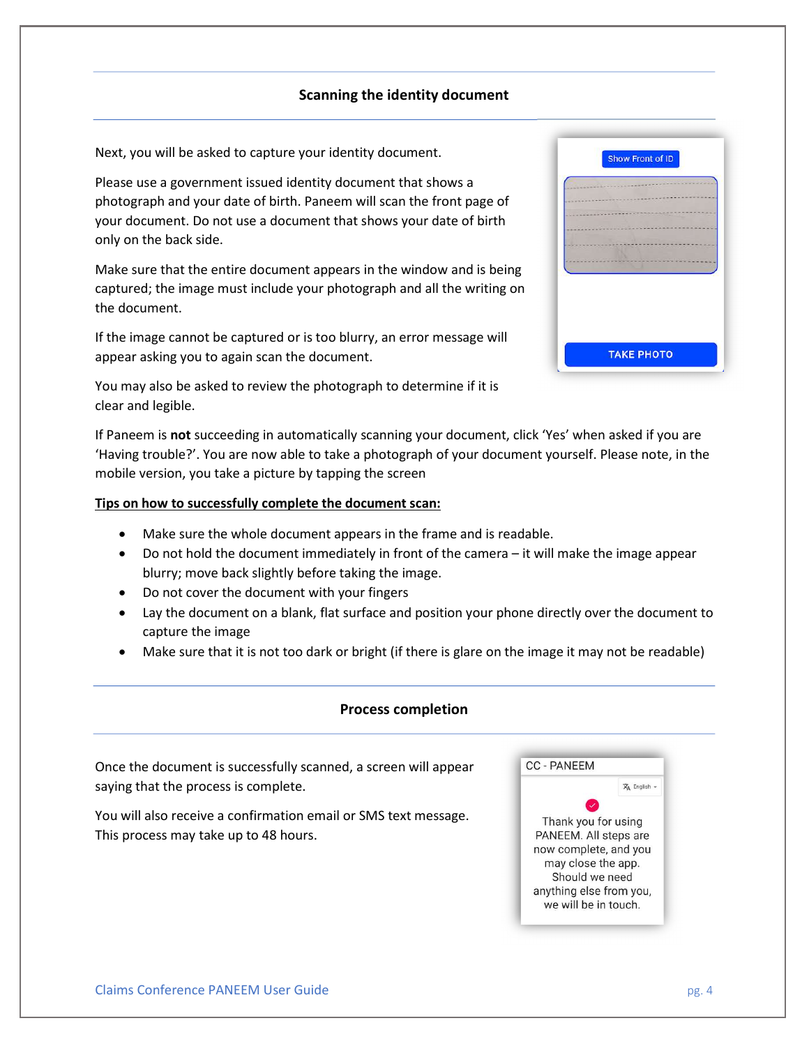## Scanning the identity document

Next, you will be asked to capture your identity document.

Please use a government issued identity document that shows a photograph and your date of birth. Paneem will scan the front page of your document. Do not use a document that shows your date of birth only on the back side.

Make sure that the entire document appears in the window and is being captured; the image must include your photograph and all the writing on the document.

If the image cannot be captured or is too blurry, an error message will appear asking you to again scan the document.

You may also be asked to review the photograph to determine if it is clear and legible.

If Paneem is **not** succeeding in automatically scanning your document, click 'Yes' when asked if you are 'Having trouble?'. You are now able to take a photograph of your document yourself. Please note, in the mobile version, you take a picture by tapping the screen

**Tips on how to successfully complete the document scan:**

- Make sure the whole document appears in the frame and is readable.
- Do not hold the document immediately in front of the camera – it will make the image appear blurry; move back slightly before taking the image.
- Do not cover the document with your fingers
- Lay the document on a blank, flat surface and position your phone directly over the document to capture the image
- Make sure that it is not too dark or bright (if there is glare on the image it may not be readable)

## Process completion

Once the document is successfully scanned, a screen will appear saying that the process is complete.

You will also receive a confirmation email or SMS text message. This process may take up to 48 hours.